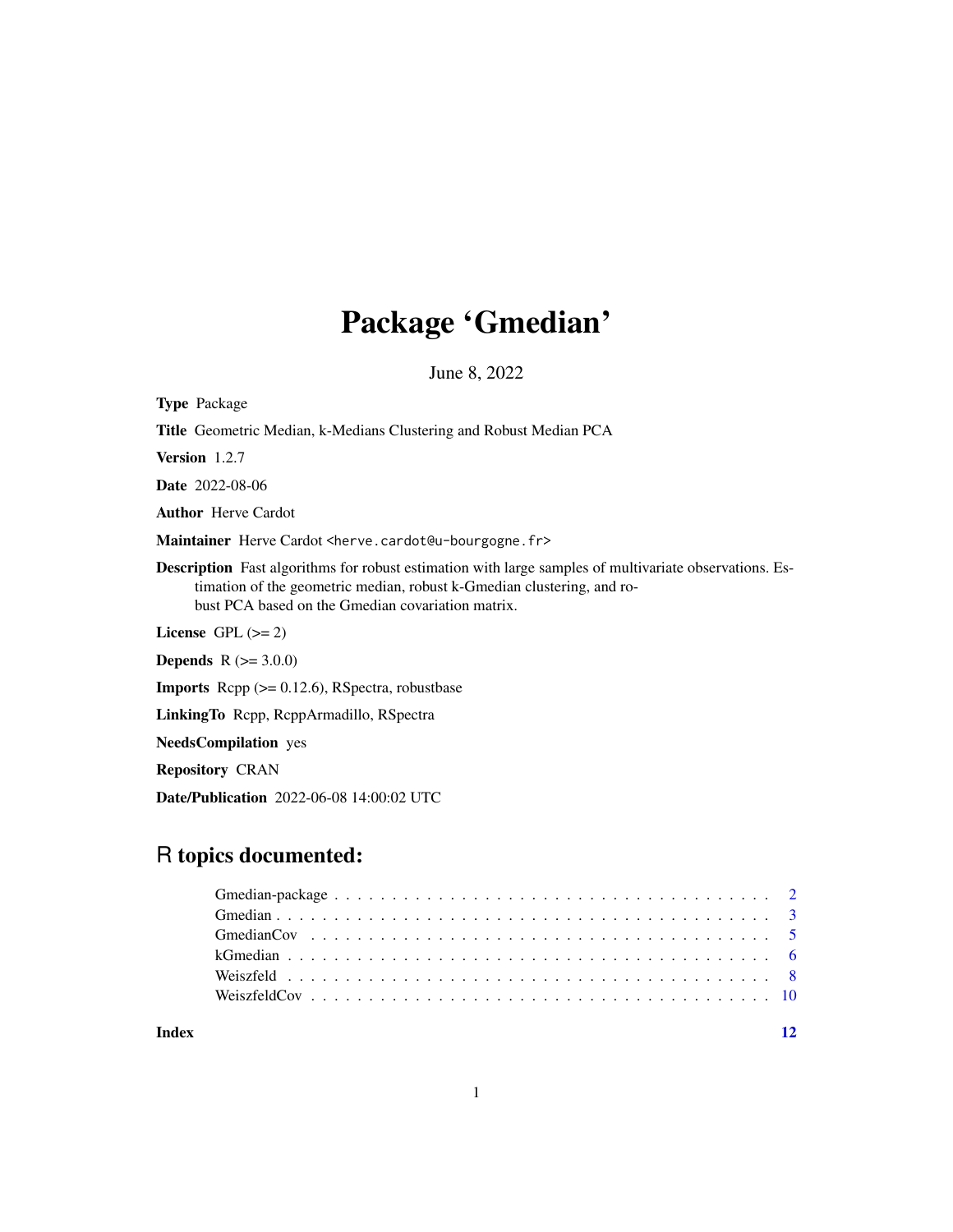# Package 'Gmedian'

June 8, 2022

**Type** Package

**Title** Geometric Median, k-Medians Clustering and Robust Median PCA

**Version** 1.2.7

**Date** 2022-08-06

**Author** Herve Cardot

**Maintainer** Herve Cardot <herve.cardot@u-bourgogne.fr>

**Description** Fast algorithms for robust estimation with large samples of multivariate observations. Estimation of the geometric median, robust k-Gmedian clustering, and robust PCA based on the Gmedian covariation matrix.

**License** GPL (>= 2)

**Depends** R (>= 3.0.0)

**Imports** Rcpp (>= 0.12.6), RSpectra, robustbase

**LinkingTo** Rcpp, RcppArmadillo, RSpectra

**NeedsCompilation** yes

**Repository** CRAN

**Date/Publication** 2022-06-08 14:00:02 UTC

## R topics documented:

- Gmedian-package . . . . . . . . . . . . . . . . . . . . . . . . . . . . . . . . . . . . . 2
- Gmedian . . . . . . . . . . . . . . . . . . . . . . . . . . . . . . . . . . . . . . . . . . 3
- GmedianCov . . . . . . . . . . . . . . . . . . . . . . . . . . . . . . . . . . . . . . . . 5
- kGmedian . . . . . . . . . . . . . . . . . . . . . . . . . . . . . . . . . . . . . . . . . 6
- Weiszfeld . . . . . . . . . . . . . . . . . . . . . . . . . . . . . . . . . . . . . . . . . 8
- WeiszfeldCov . . . . . . . . . . . . . . . . . . . . . . . . . . . . . . . . . . . . . . . 10

**Index** 12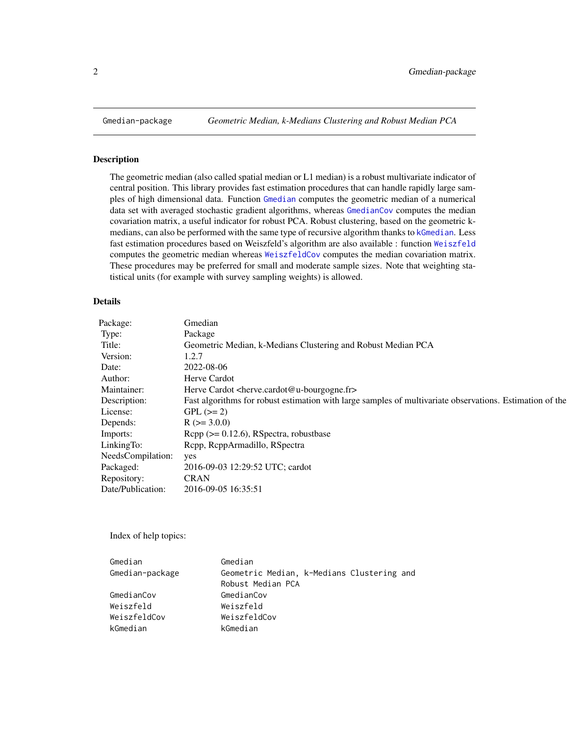# Gmedian-package *Geometric Median, k-Medians Clustering and Robust Median PCA*

## Description

The geometric median (also called spatial median or L1 median) is a robust multivariate indicator of central position. This library provides fast estimation procedures that can handle rapidly large samples of high dimensional data. Function Gmedian computes the geometric median of a numerical data set with averaged stochastic gradient algorithms, whereas GmedianCov computes the median covariation matrix, a useful indicator for robust PCA. Robust clustering, based on the geometric k-medians, can also be performed with the same type of recursive algorithm thanks to kGmedian. Less fast estimation procedures based on Weiszfeld's algorithm are also available : function Weiszfeld computes the geometric median whereas WeiszfeldCov computes the median covariation matrix. These procedures may be preferred for small and moderate sample sizes. Note that weighting statistical units (for example with survey sampling weights) is allowed.

## Details

| | |
|---|---|
| Package: | Gmedian |
| Type: | Package |
| Title: | Geometric Median, k-Medians Clustering and Robust Median PCA |
| Version: | 1.2.7 |
| Date: | 2022-08-06 |
| Author: | Herve Cardot |
| Maintainer: | Herve Cardot <herve.cardot@u-bourgogne.fr> |
| Description: | Fast algorithms for robust estimation with large samples of multivariate observations. Estimation of the |
| License: | GPL (>= 2) |
| Depends: | R (>= 3.0.0) |
| Imports: | Rcpp (>= 0.12.6), RSpectra, robustbase |
| LinkingTo: | Rcpp, RcppArmadillo, RSpectra |
| NeedsCompilation: | yes |
| Packaged: | 2016-09-03 12:29:52 UTC; cardot |
| Repository: | CRAN |
| Date/Publication: | 2016-09-05 16:35:51 |

Index of help topics:

```
Gmedian                 Gmedian
Gmedian-package         Geometric Median, k-Medians Clustering and
                        Robust Median PCA
GmedianCov              GmedianCov
Weiszfeld               Weiszfeld
WeiszfeldCov            WeiszfeldCov
kGmedian                kGmedian
```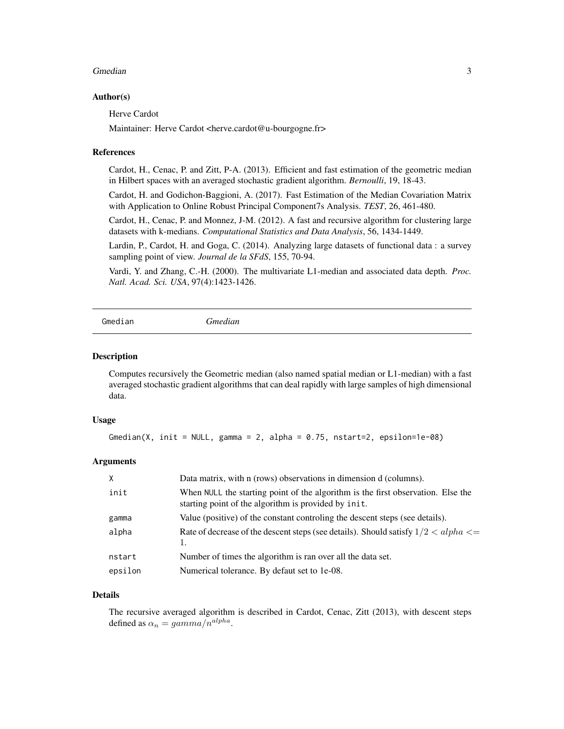### Author(s)

Herve Cardot

Maintainer: Herve Cardot <herve.cardot@u-bourgogne.fr>

### References

Cardot, H., Cenac, P. and Zitt, P-A. (2013). Efficient and fast estimation of the geometric median in Hilbert spaces with an averaged stochastic gradient algorithm. *Bernoulli*, 19, 18-43.

Cardot, H. and Godichon-Baggioni, A. (2017). Fast Estimation of the Median Covariation Matrix with Application to Online Robust Principal Component7s Analysis. *TEST*, 26, 461-480.

Cardot, H., Cenac, P. and Monnez, J-M. (2012). A fast and recursive algorithm for clustering large datasets with k-medians. *Computational Statistics and Data Analysis*, 56, 1434-1449.

Lardin, P., Cardot, H. and Goga, C. (2014). Analyzing large datasets of functional data : a survey sampling point of view. *Journal de la SFdS*, 155, 70-94.

Vardi, Y. and Zhang, C.-H. (2000). The multivariate L1-median and associated data depth. *Proc. Natl. Acad. Sci. USA*, 97(4):1423-1426.

---

## Gmedian — *Gmedian*

### Description

Computes recursively the Geometric median (also named spatial median or L1-median) with a fast averaged stochastic gradient algorithms that can deal rapidly with large samples of high dimensional data.

### Usage

```
Gmedian(X, init = NULL, gamma = 2, alpha = 0.75, nstart=2, epsilon=1e-08)
```

### Arguments

| | |
|---|---|
| X | Data matrix, with n (rows) observations in dimension d (columns). |
| init | When NULL the starting point of the algorithm is the first observation. Else the starting point of the algorithm is provided by init. |
| gamma | Value (positive) of the constant controling the descent steps (see details). |
| alpha | Rate of decrease of the descent steps (see details). Should satisfy $1/2 < alpha <= 1$. |
| nstart | Number of times the algorithm is ran over all the data set. |
| epsilon | Numerical tolerance. By defaut set to 1e-08. |

### Details

The recursive averaged algorithm is described in Cardot, Cenac, Zitt (2013), with descent steps defined as $\alpha_n = gamma/n^{alpha}$.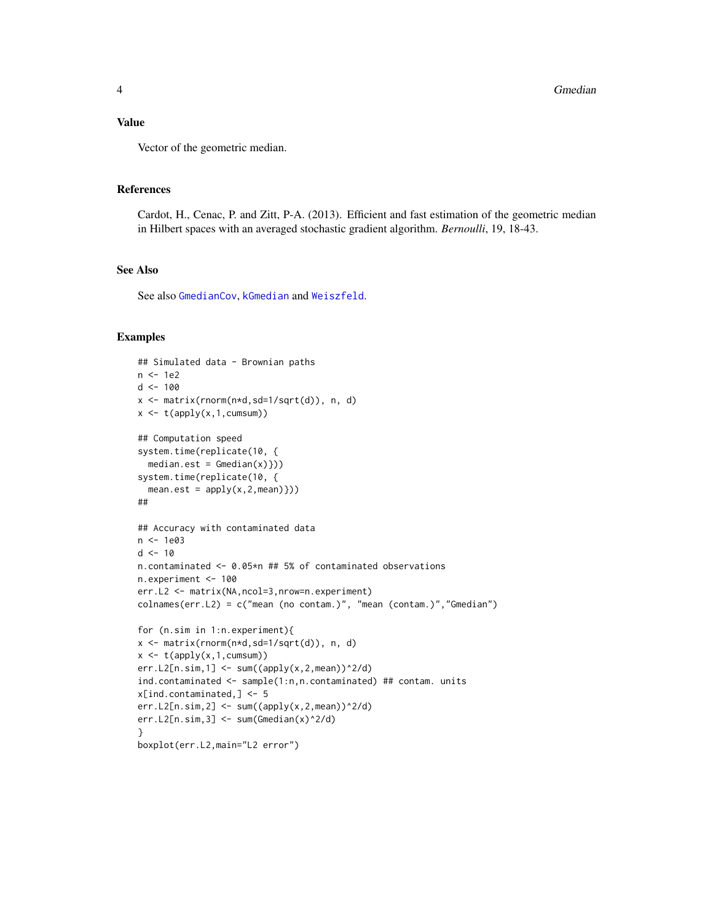## Value

Vector of the geometric median.

## References

Cardot, H., Cenac, P. and Zitt, P-A. (2013). Efficient and fast estimation of the geometric median in Hilbert spaces with an averaged stochastic gradient algorithm. *Bernoulli*, 19, 18-43.

## See Also

See also GmedianCov, kGmedian and Weiszfeld.

## Examples

```
## Simulated data - Brownian paths
n <- 1e2
d <- 100
x <- matrix(rnorm(n*d,sd=1/sqrt(d)), n, d)
x <- t(apply(x,1,cumsum))

## Computation speed
system.time(replicate(10, {
  median.est = Gmedian(x)}))
system.time(replicate(10, {
  mean.est = apply(x,2,mean)}))
##

## Accuracy with contaminated data
n <- 1e03
d <- 10
n.contaminated <- 0.05*n ## 5% of contaminated observations
n.experiment <- 100
err.L2 <- matrix(NA,ncol=3,nrow=n.experiment)
colnames(err.L2) = c("mean (no contam.)", "mean (contam.)","Gmedian")

for (n.sim in 1:n.experiment){
x <- matrix(rnorm(n*d,sd=1/sqrt(d)), n, d)
x <- t(apply(x,1,cumsum))
err.L2[n.sim,1] <- sum((apply(x,2,mean))^2/d)
ind.contaminated <- sample(1:n,n.contaminated) ## contam. units
x[ind.contaminated,] <- 5
err.L2[n.sim,2] <- sum((apply(x,2,mean))^2/d)
err.L2[n.sim,3] <- sum(Gmedian(x)^2/d)
}
boxplot(err.L2,main="L2 error")
```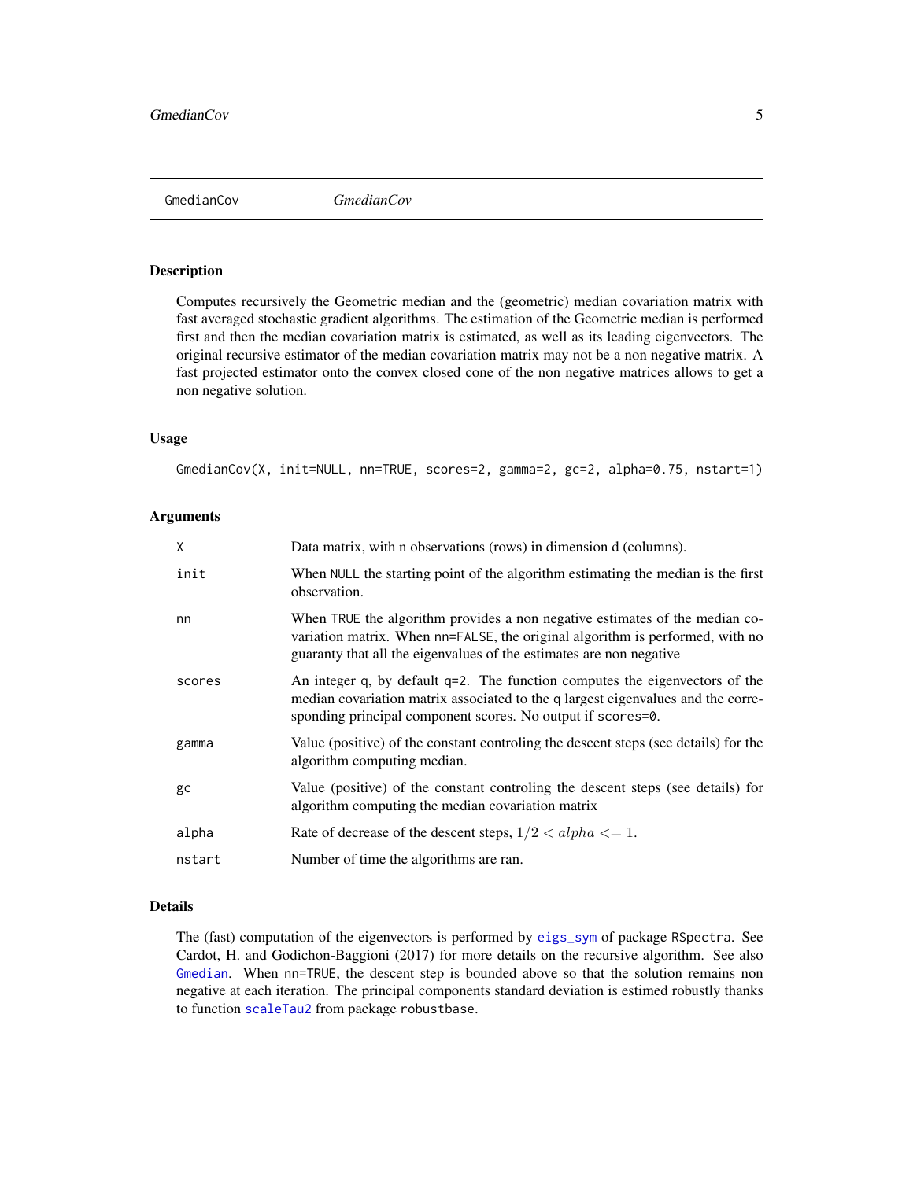# GmedianCov *GmedianCov*

## Description

Computes recursively the Geometric median and the (geometric) median covariation matrix with fast averaged stochastic gradient algorithms. The estimation of the Geometric median is performed first and then the median covariation matrix is estimated, as well as its leading eigenvectors. The original recursive estimator of the median covariation matrix may not be a non negative matrix. A fast projected estimator onto the convex closed cone of the non negative matrices allows to get a non negative solution.

## Usage

```
GmedianCov(X, init=NULL, nn=TRUE, scores=2, gamma=2, gc=2, alpha=0.75, nstart=1)
```

## Arguments

| | |
|---|---|
| `X` | Data matrix, with n observations (rows) in dimension d (columns). |
| `init` | When `NULL` the starting point of the algorithm estimating the median is the first observation. |
| `nn` | When `TRUE` the algorithm provides a non negative estimates of the median covariation matrix. When `nn=FALSE`, the original algorithm is performed, with no guaranty that all the eigenvalues of the estimates are non negative |
| `scores` | An integer q, by default `q=2`. The function computes the eigenvectors of the median covariation matrix associated to the q largest eigenvalues and the corresponding principal component scores. No output if `scores=0`. |
| `gamma` | Value (positive) of the constant controling the descent steps (see details) for the algorithm computing median. |
| `gc` | Value (positive) of the constant controling the descent steps (see details) for algorithm computing the median covariation matrix |
| `alpha` | Rate of decrease of the descent steps, $1/2 < alpha <= 1$. |
| `nstart` | Number of time the algorithms are ran. |

## Details

The (fast) computation of the eigenvectors is performed by `eigs_sym` of package `RSpectra`. See Cardot, H. and Godichon-Baggioni (2017) for more details on the recursive algorithm. See also `Gmedian`. When `nn=TRUE`, the descent step is bounded above so that the solution remains non negative at each iteration. The principal components standard deviation is estimed robustly thanks to function `scaleTau2` from package `robustbase`.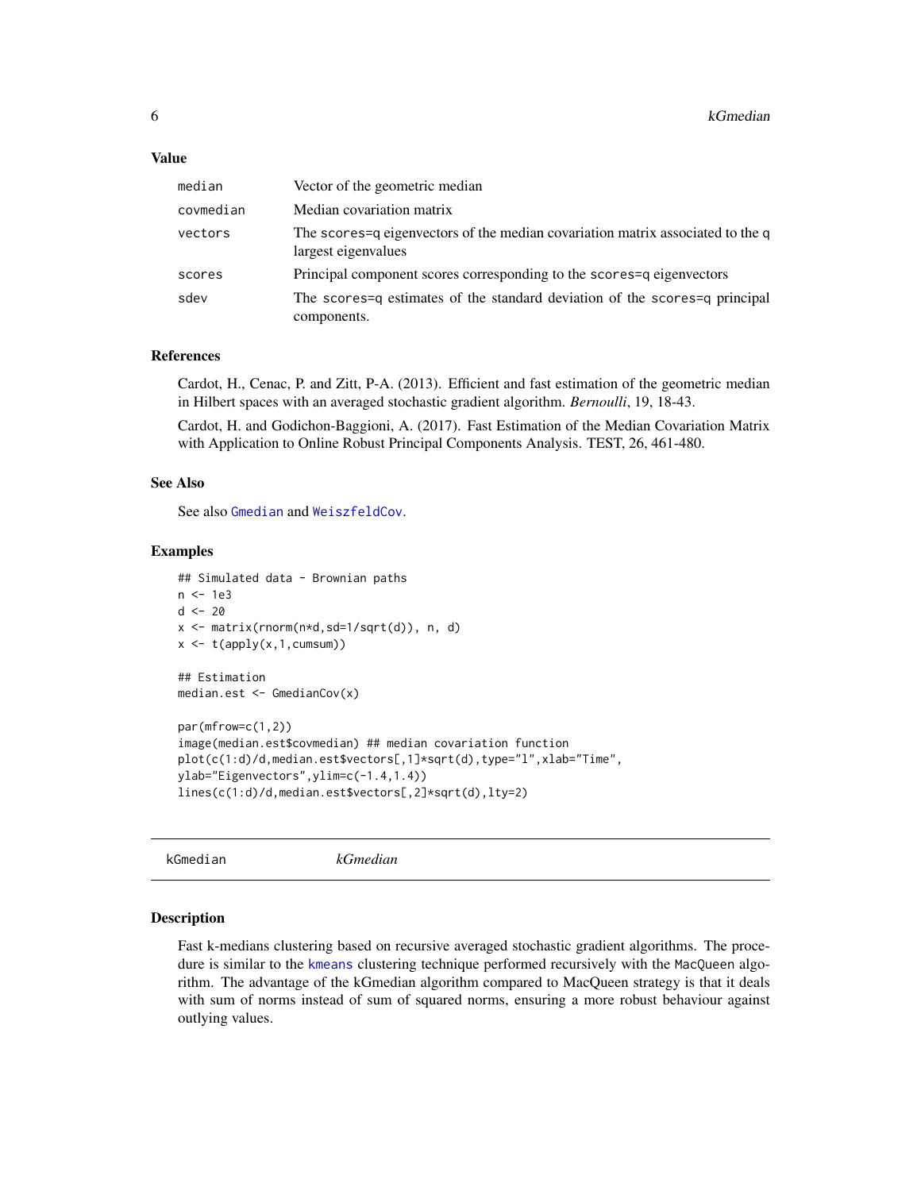### Value

| | |
|---|---|
| median | Vector of the geometric median |
| covmedian | Median covariation matrix |
| vectors | The scores=q eigenvectors of the median covariation matrix associated to the q largest eigenvalues |
| scores | Principal component scores corresponding to the scores=q eigenvectors |
| sdev | The scores=q estimates of the standard deviation of the scores=q principal components. |

### References

Cardot, H., Cenac, P. and Zitt, P-A. (2013). Efficient and fast estimation of the geometric median in Hilbert spaces with an averaged stochastic gradient algorithm. *Bernoulli*, 19, 18-43.

Cardot, H. and Godichon-Baggioni, A. (2017). Fast Estimation of the Median Covariation Matrix with Application to Online Robust Principal Components Analysis. TEST, 26, 461-480.

### See Also

See also `Gmedian` and `WeiszfeldCov`.

### Examples

```
## Simulated data - Brownian paths
n <- 1e3
d <- 20
x <- matrix(rnorm(n*d,sd=1/sqrt(d)), n, d)
x <- t(apply(x,1,cumsum))

## Estimation
median.est <- GmedianCov(x)

par(mfrow=c(1,2))
image(median.est$covmedian) ## median covariation function
plot(c(1:d)/d,median.est$vectors[,1]*sqrt(d),type="l",xlab="Time",
ylab="Eigenvectors",ylim=c(-1.4,1.4))
lines(c(1:d)/d,median.est$vectors[,2]*sqrt(d),lty=2)
```

## kGmedian *kGmedian*

### Description

Fast k-medians clustering based on recursive averaged stochastic gradient algorithms. The procedure is similar to the `kmeans` clustering technique performed recursively with the MacQueen algorithm. The advantage of the kGmedian algorithm compared to MacQueen strategy is that it deals with sum of norms instead of sum of squared norms, ensuring a more robust behaviour against outlying values.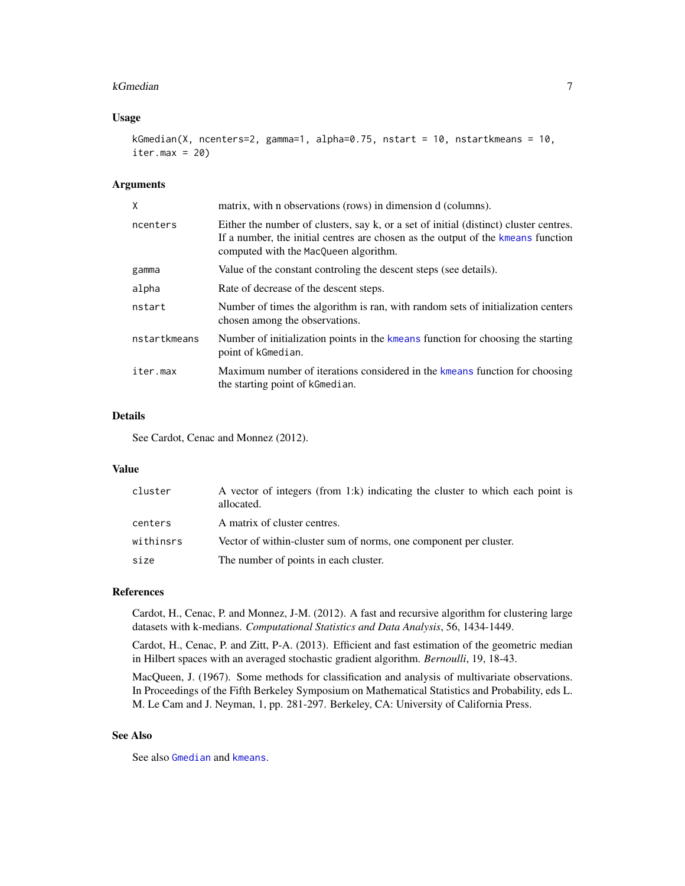### Usage

```
kGmedian(X, ncenters=2, gamma=1, alpha=0.75, nstart = 10, nstartkmeans = 10,
iter.max = 20)
```

### Arguments

| | |
|---|---|
| `X` | matrix, with n observations (rows) in dimension d (columns). |
| `ncenters` | Either the number of clusters, say k, or a set of initial (distinct) cluster centres. If a number, the initial centres are chosen as the output of the `kmeans` function computed with the `MacQueen` algorithm. |
| `gamma` | Value of the constant controling the descent steps (see details). |
| `alpha` | Rate of decrease of the descent steps. |
| `nstart` | Number of times the algorithm is ran, with random sets of initialization centers chosen among the observations. |
| `nstartkmeans` | Number of initialization points in the `kmeans` function for choosing the starting point of `kGmedian`. |
| `iter.max` | Maximum number of iterations considered in the `kmeans` function for choosing the starting point of `kGmedian`. |

### Details

See Cardot, Cenac and Monnez (2012).

### Value

| | |
|---|---|
| `cluster` | A vector of integers (from 1:k) indicating the cluster to which each point is allocated. |
| `centers` | A matrix of cluster centres. |
| `withinsrs` | Vector of within-cluster sum of norms, one component per cluster. |
| `size` | The number of points in each cluster. |

### References

Cardot, H., Cenac, P. and Monnez, J-M. (2012). A fast and recursive algorithm for clustering large datasets with k-medians. *Computational Statistics and Data Analysis*, 56, 1434-1449.

Cardot, H., Cenac, P. and Zitt, P-A. (2013). Efficient and fast estimation of the geometric median in Hilbert spaces with an averaged stochastic gradient algorithm. *Bernoulli*, 19, 18-43.

MacQueen, J. (1967). Some methods for classification and analysis of multivariate observations. In Proceedings of the Fifth Berkeley Symposium on Mathematical Statistics and Probability, eds L. M. Le Cam and J. Neyman, 1, pp. 281-297. Berkeley, CA: University of California Press.

### See Also

See also `Gmedian` and `kmeans`.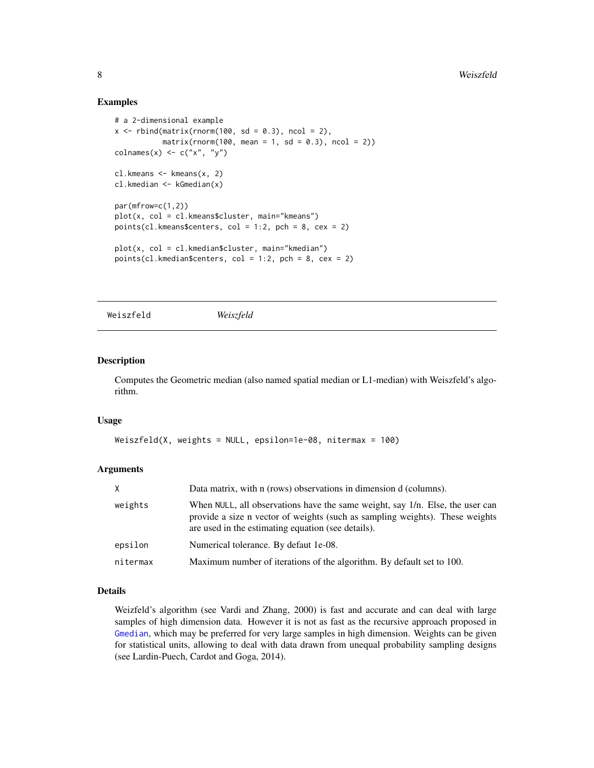## Examples

```
# a 2-dimensional example
x <- rbind(matrix(rnorm(100, sd = 0.3), ncol = 2),
           matrix(rnorm(100, mean = 1, sd = 0.3), ncol = 2))
colnames(x) <- c("x", "y")

cl.kmeans <- kmeans(x, 2)
cl.kmedian <- kGmedian(x)

par(mfrow=c(1,2))
plot(x, col = cl.kmeans$cluster, main="kmeans")
points(cl.kmeans$centers, col = 1:2, pch = 8, cex = 2)

plot(x, col = cl.kmedian$cluster, main="kmedian")
points(cl.kmedian$centers, col = 1:2, pch = 8, cex = 2)
```

---

# Weiszfeld *Weiszfeld*

---

## Description

Computes the Geometric median (also named spatial median or L1-median) with Weiszfeld's algorithm.

## Usage

```
Weiszfeld(X, weights = NULL, epsilon=1e-08, nitermax = 100)
```

## Arguments

| | |
|---|---|
| X | Data matrix, with n (rows) observations in dimension d (columns). |
| weights | When NULL, all observations have the same weight, say 1/n. Else, the user can provide a size n vector of weights (such as sampling weights). These weights are used in the estimating equation (see details). |
| epsilon | Numerical tolerance. By defaut 1e-08. |
| nitermax | Maximum number of iterations of the algorithm. By default set to 100. |

## Details

Weizfeld's algorithm (see Vardi and Zhang, 2000) is fast and accurate and can deal with large samples of high dimension data. However it is not as fast as the recursive approach proposed in Gmedian, which may be preferred for very large samples in high dimension. Weights can be given for statistical units, allowing to deal with data drawn from unequal probability sampling designs (see Lardin-Puech, Cardot and Goga, 2014).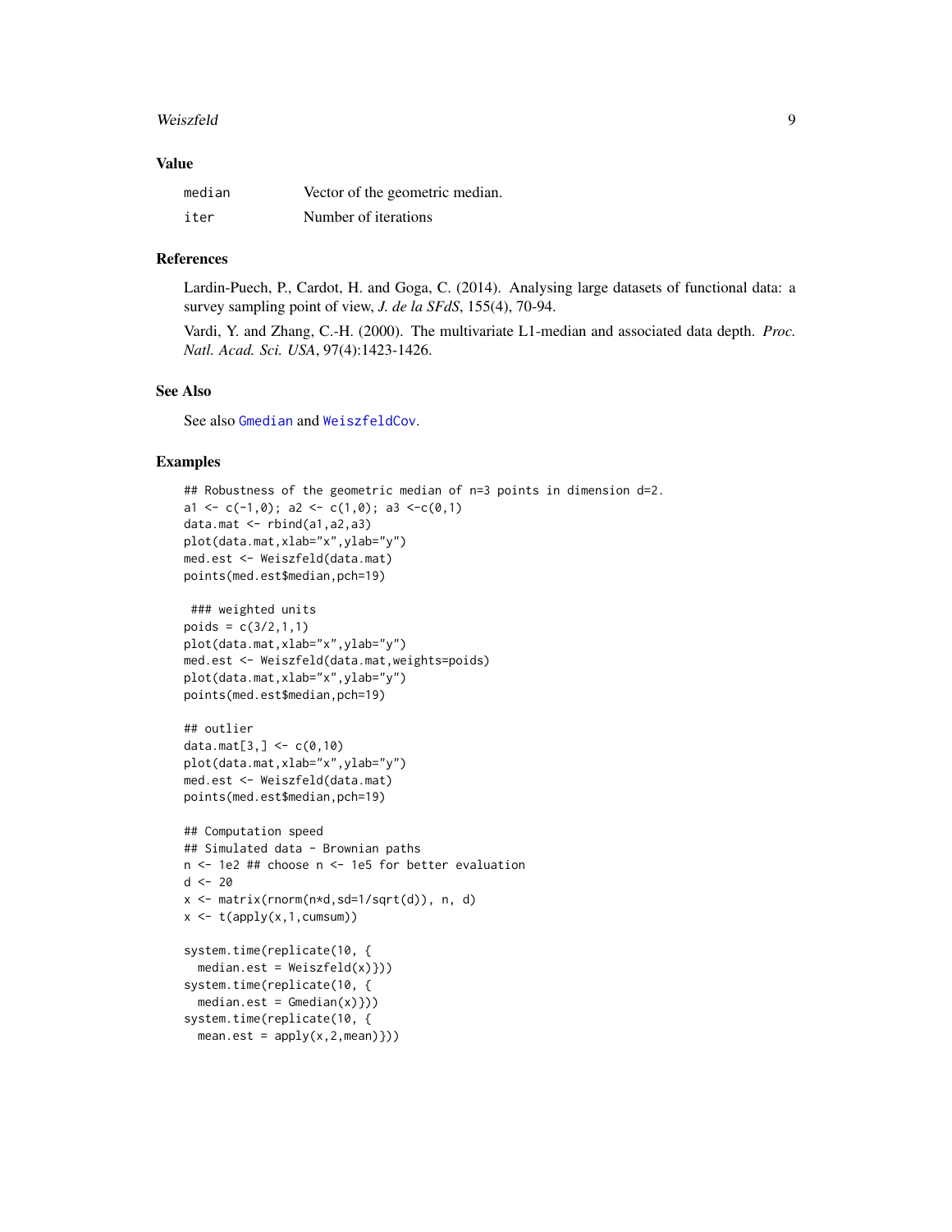## Value

| | |
|---|---|
| median | Vector of the geometric median. |
| iter | Number of iterations |

## References

Lardin-Puech, P., Cardot, H. and Goga, C. (2014). Analysing large datasets of functional data: a survey sampling point of view, *J. de la SFdS*, 155(4), 70-94.

Vardi, Y. and Zhang, C.-H. (2000). The multivariate L1-median and associated data depth. *Proc. Natl. Acad. Sci. USA*, 97(4):1423-1426.

## See Also

See also Gmedian and WeiszfeldCov.

## Examples

```
## Robustness of the geometric median of n=3 points in dimension d=2.
a1 <- c(-1,0); a2 <- c(1,0); a3 <-c(0,1)
data.mat <- rbind(a1,a2,a3)
plot(data.mat,xlab="x",ylab="y")
med.est <- Weiszfeld(data.mat)
points(med.est$median,pch=19)

 ### weighted units
poids = c(3/2,1,1)
plot(data.mat,xlab="x",ylab="y")
med.est <- Weiszfeld(data.mat,weights=poids)
plot(data.mat,xlab="x",ylab="y")
points(med.est$median,pch=19)

## outlier
data.mat[3,] <- c(0,10)
plot(data.mat,xlab="x",ylab="y")
med.est <- Weiszfeld(data.mat)
points(med.est$median,pch=19)

## Computation speed
## Simulated data - Brownian paths
n <- 1e2 ## choose n <- 1e5 for better evaluation
d <- 20
x <- matrix(rnorm(n*d,sd=1/sqrt(d)), n, d)
x <- t(apply(x,1,cumsum))

system.time(replicate(10, {
  median.est = Weiszfeld(x)}))
system.time(replicate(10, {
  median.est = Gmedian(x)}))
system.time(replicate(10, {
  mean.est = apply(x,2,mean)}))
```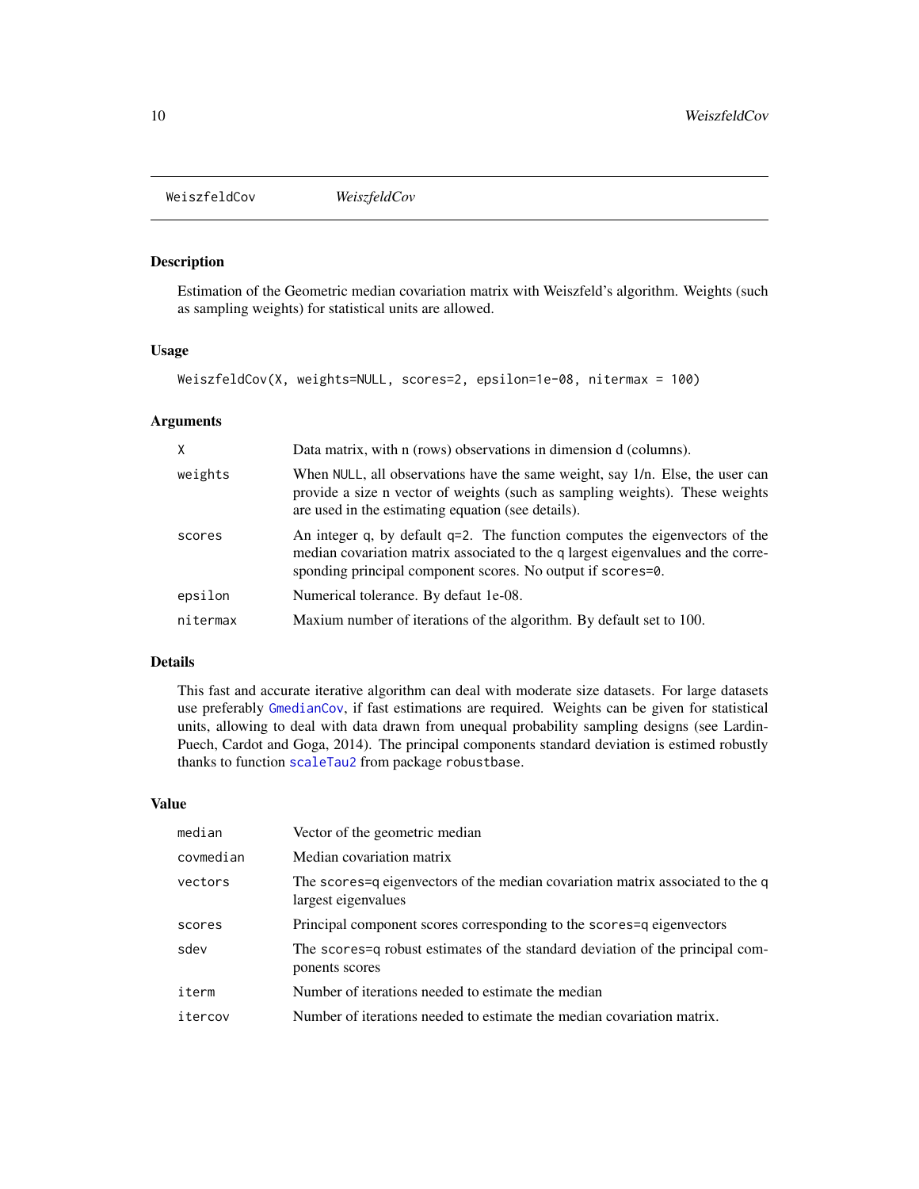# WeiszfeldCov

*WeiszfeldCov*

## Description

Estimation of the Geometric median covariation matrix with Weiszfeld's algorithm. Weights (such as sampling weights) for statistical units are allowed.

## Usage

```
WeiszfeldCov(X, weights=NULL, scores=2, epsilon=1e-08, nitermax = 100)
```

## Arguments

| | |
|---|---|
| X | Data matrix, with n (rows) observations in dimension d (columns). |
| weights | When NULL, all observations have the same weight, say 1/n. Else, the user can provide a size n vector of weights (such as sampling weights). These weights are used in the estimating equation (see details). |
| scores | An integer q, by default q=2. The function computes the eigenvectors of the median covariation matrix associated to the q largest eigenvalues and the corresponding principal component scores. No output if `scores=0`. |
| epsilon | Numerical tolerance. By defaut 1e-08. |
| nitermax | Maxium number of iterations of the algorithm. By default set to 100. |

## Details

This fast and accurate iterative algorithm can deal with moderate size datasets. For large datasets use preferably `GmedianCov`, if fast estimations are required. Weights can be given for statistical units, allowing to deal with data drawn from unequal probability sampling designs (see Lardin-Puech, Cardot and Goga, 2014). The principal components standard deviation is estimed robustly thanks to function `scaleTau2` from package `robustbase`.

## Value

| | |
|---|---|
| median | Vector of the geometric median |
| covmedian | Median covariation matrix |
| vectors | The `scores=q` eigenvectors of the median covariation matrix associated to the q largest eigenvalues |
| scores | Principal component scores corresponding to the `scores=q` eigenvectors |
| sdev | The `scores=q` robust estimates of the standard deviation of the principal components scores |
| iterm | Number of iterations needed to estimate the median |
| itercov | Number of iterations needed to estimate the median covariation matrix. |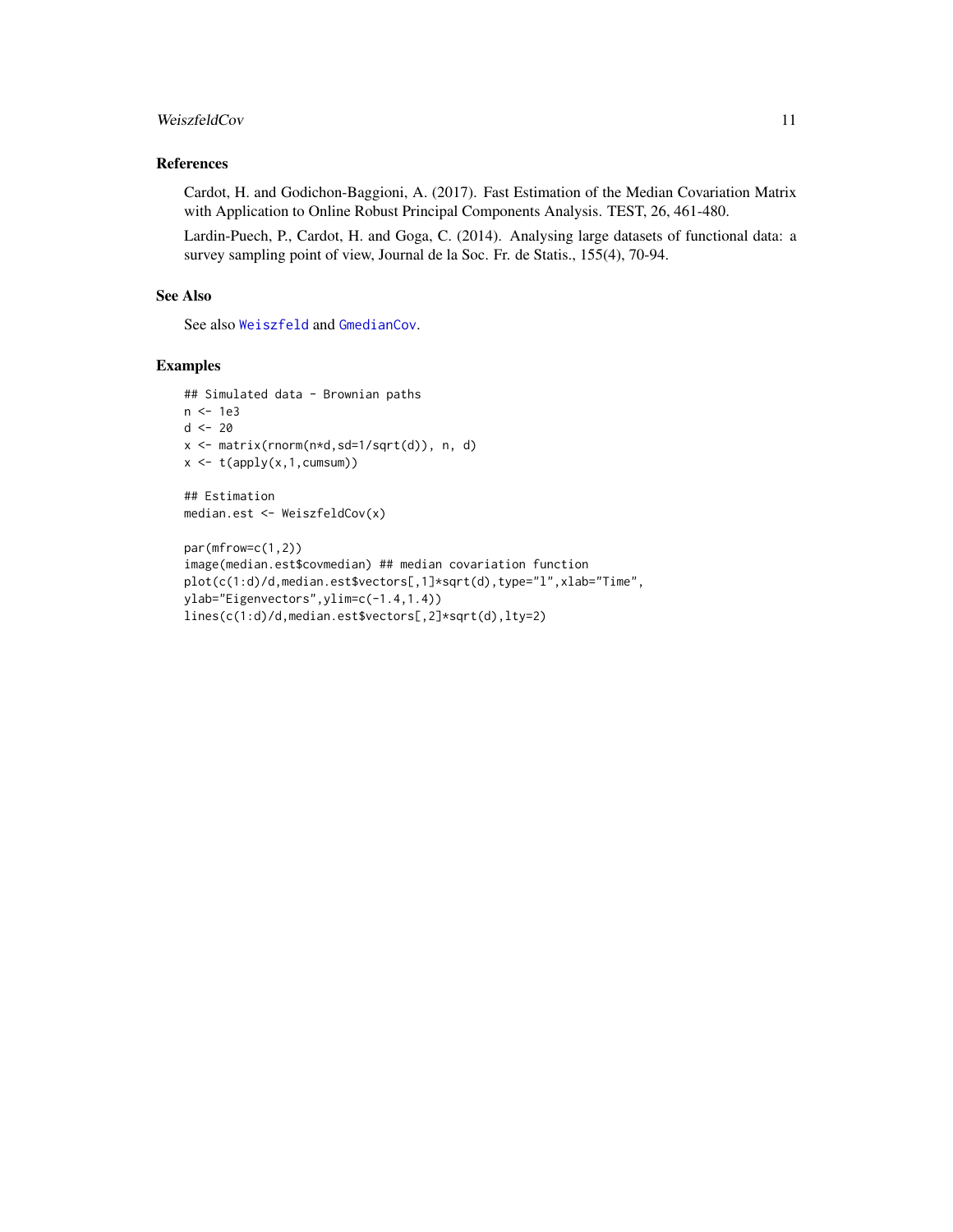## References

Cardot, H. and Godichon-Baggioni, A. (2017). Fast Estimation of the Median Covariation Matrix with Application to Online Robust Principal Components Analysis. TEST, 26, 461-480.

Lardin-Puech, P., Cardot, H. and Goga, C. (2014). Analysing large datasets of functional data: a survey sampling point of view, Journal de la Soc. Fr. de Statis., 155(4), 70-94.

## See Also

See also Weiszfeld and GmedianCov.

## Examples

```
## Simulated data - Brownian paths
n <- 1e3
d <- 20
x <- matrix(rnorm(n*d,sd=1/sqrt(d)), n, d)
x <- t(apply(x,1,cumsum))

## Estimation
median.est <- WeiszfeldCov(x)

par(mfrow=c(1,2))
image(median.est$covmedian) ## median covariation function
plot(c(1:d)/d,median.est$vectors[,1]*sqrt(d),type="l",xlab="Time",
ylab="Eigenvectors",ylim=c(-1.4,1.4))
lines(c(1:d)/d,median.est$vectors[,2]*sqrt(d),lty=2)
```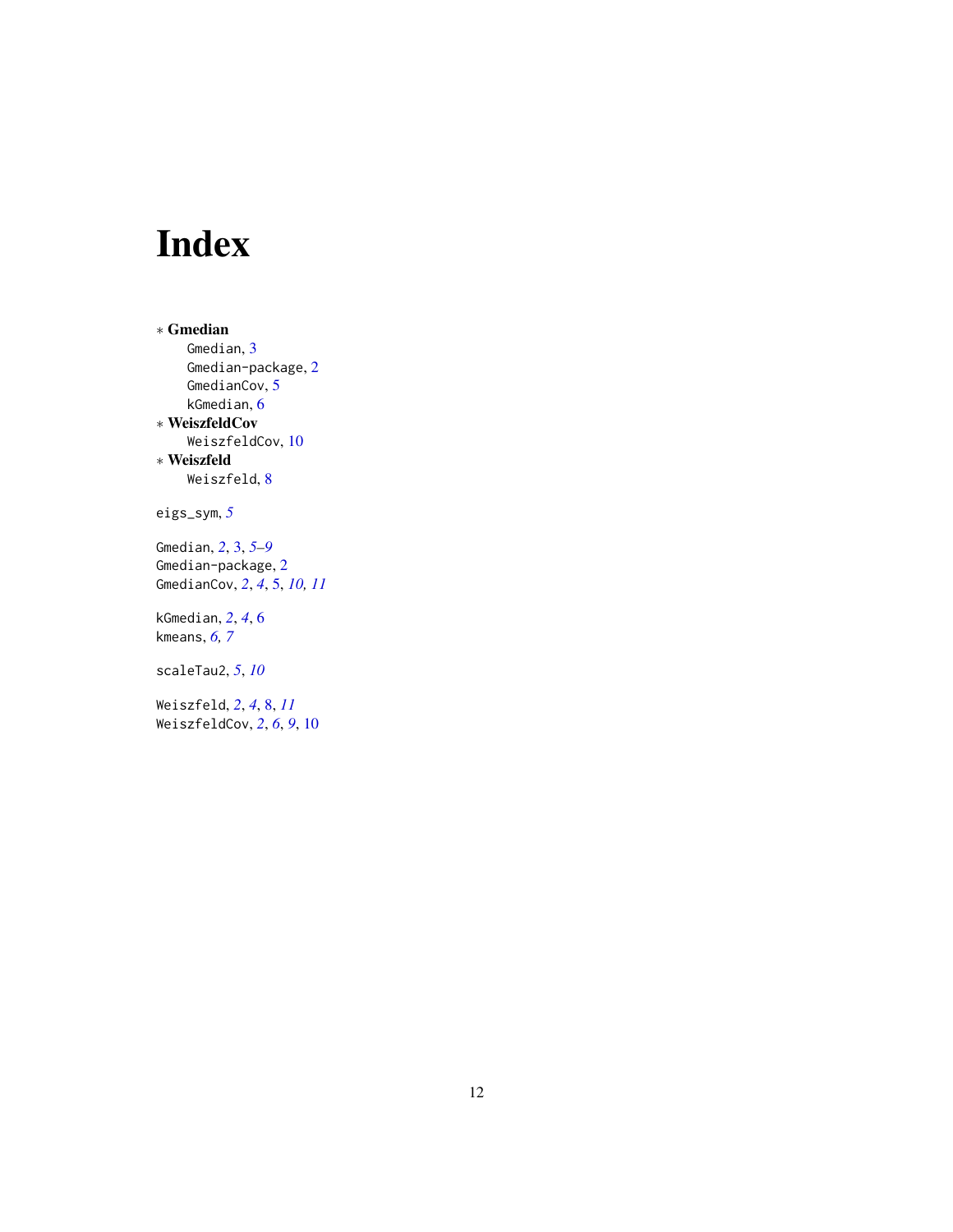# Index

* **Gmedian**
    Gmedian, 3
    Gmedian-package, 2
    GmedianCov, 5
    kGmedian, 6
* **WeiszfeldCov**
    WeiszfeldCov, 10
* **Weiszfeld**
    Weiszfeld, 8

eigs_sym, *5*

Gmedian, *2*, 3, *5–9*
Gmedian-package, 2
GmedianCov, *2*, *4*, 5, *10, 11*

kGmedian, *2*, *4*, 6
kmeans, *6, 7*

scaleTau2, *5*, *10*

Weiszfeld, *2*, *4*, 8, *11*
WeiszfeldCov, *2*, *6*, *9*, 10